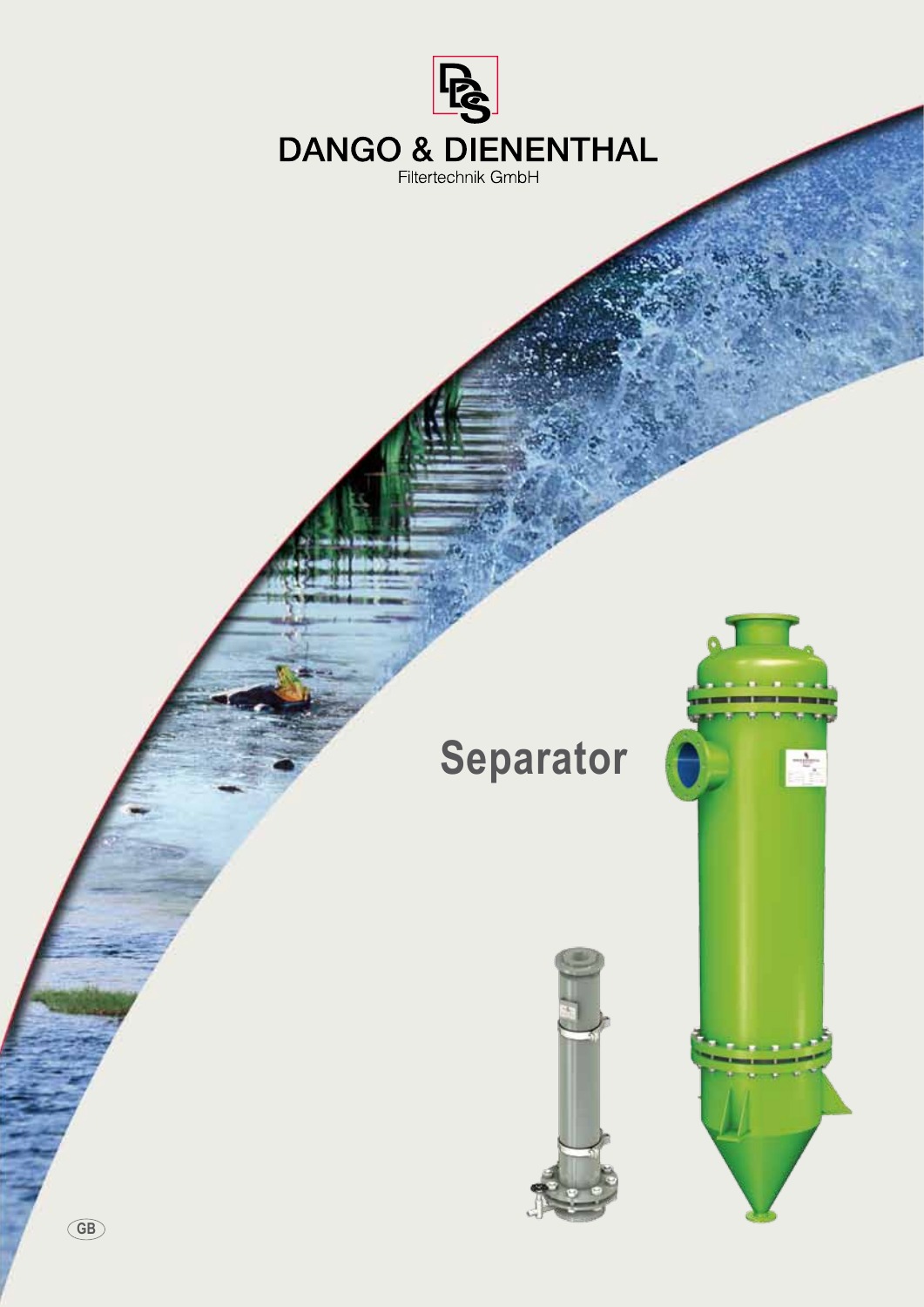DANGO & DIENENTHAL

Filtertechnik GmbH

# Separator

GB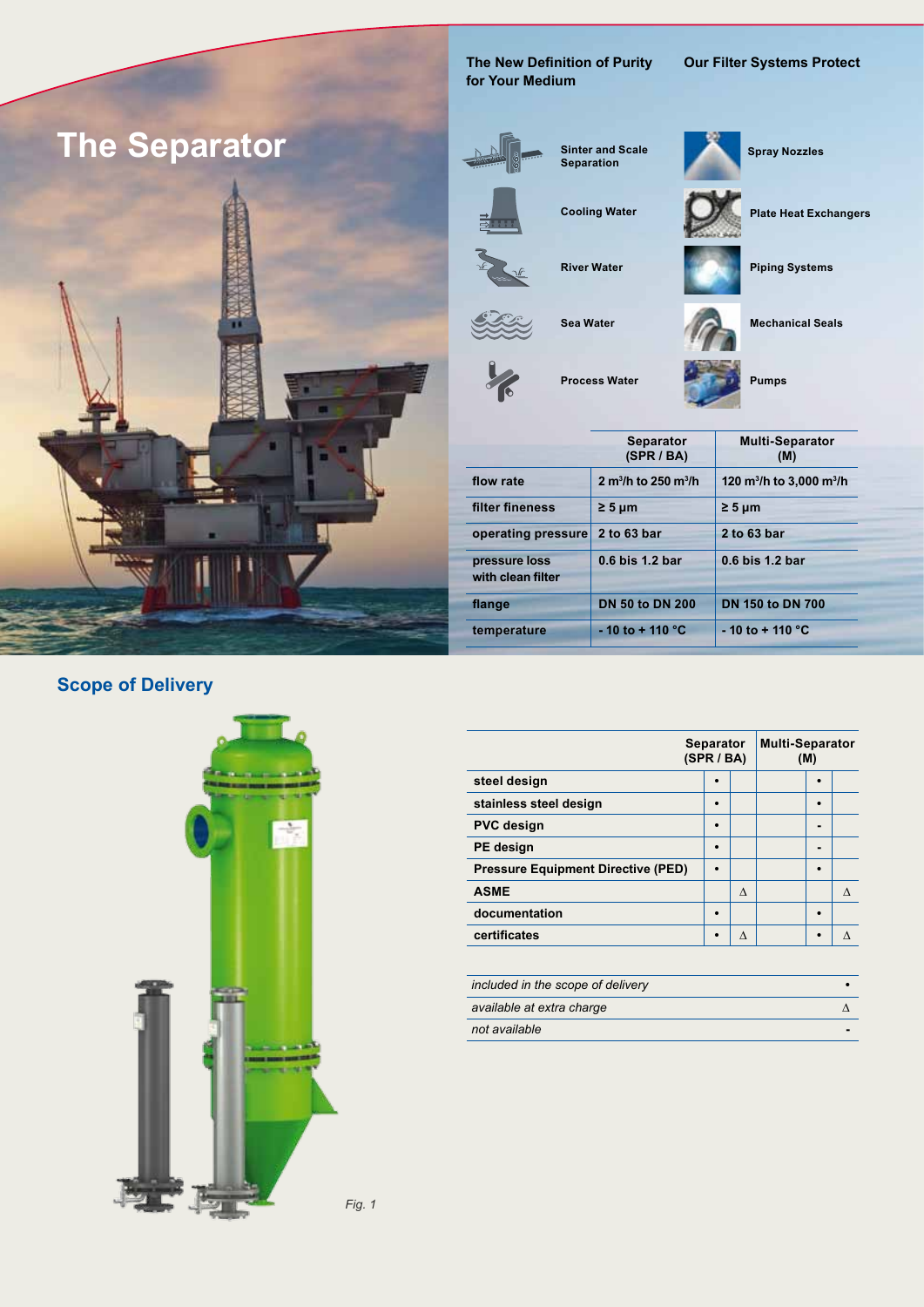# The Separator

## The New Definition of Purity for Your Medium

- Sinter and Scale Separation
- Cooling Water
- River Water
- Sea Water
- Process Water

## Our Filter Systems Protect

- Spray Nozzles
- Plate Heat Exchangers
- Piping Systems
- Mechanical Seals
- Pumps

| | Separator (SPR / BA) | Multi-Separator (M) |
|---|---|---|
| flow rate | 2 $m^3$/h to 250 $m^3$/h | 120 $m^3$/h to 3,000 $m^3$/h |
| filter fineness | ≥ 5 µm | ≥ 5 µm |
| operating pressure | 2 to 63 bar | 2 to 63 bar |
| pressure loss with clean filter | 0.6 bis 1.2 bar | 0.6 bis 1.2 bar |
| flange | DN 50 to DN 200 | DN 150 to DN 700 |
| temperature | - 10 to + 110 °C | - 10 to + 110 °C |

## Scope of Delivery

Fig. 1

| | Separator (SPR / BA) | | Multi-Separator (M) | |
|---|---|---|---|---|
| steel design | • | | • | |
| stainless steel design | • | | • | |
| PVC design | • | | - | |
| PE design | • | | - | |
| Pressure Equipment Directive (PED) | • | | • | |
| ASME | | Δ | | Δ |
| documentation | • | | • | |
| certificates | • | Δ | • | Δ |

| | |
|---|---|
| *included in the scope of delivery* | • |
| *available at extra charge* | Δ |
| *not available* | - |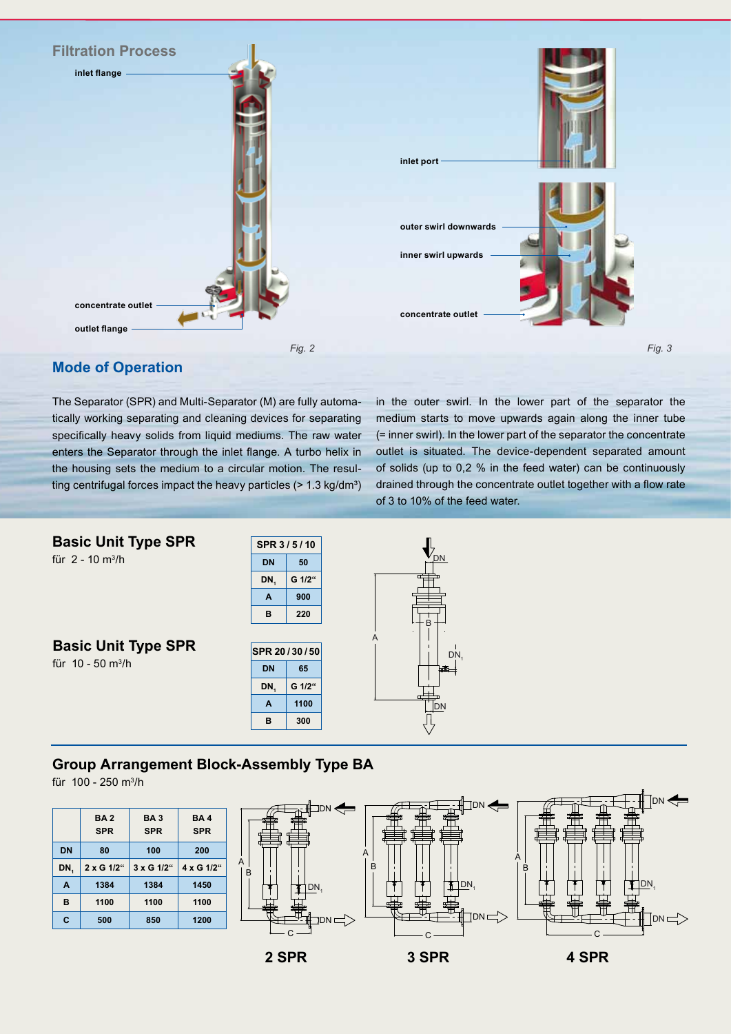## Filtration Process

inlet flange

concentrate outlet

outlet flange

*Fig. 2*

inlet port

outer swirl downwards

inner swirl upwards

concentrate outlet

*Fig. 3*

## Mode of Operation

The Separator (SPR) and Multi-Separator (M) are fully automatically working separating and cleaning devices for separating specifically heavy solids from liquid mediums. The raw water enters the Separator through the inlet flange. A turbo helix in the housing sets the medium to a circular motion. The resulting centrifugal forces impact the heavy particles (> 1.3 kg/dm³) in the outer swirl. In the lower part of the separator the medium starts to move upwards again along the inner tube (= inner swirl). In the lower part of the separator the concentrate outlet is situated. The device-dependent separated amount of solids (up to 0,2 % in the feed water) can be continuously drained through the concentrate outlet together with a flow rate of 3 to 10% of the feed water.

## Basic Unit Type SPR

für 2 - 10 m³/h

| SPR 3 / 5 / 10 | |
|---|---|
| DN | 50 |
| $DN_1$ | G 1/2“ |
| A | 900 |
| B | 220 |

## Basic Unit Type SPR

für 10 - 50 m³/h

| SPR 20 / 30 / 50 | |
|---|---|
| DN | 65 |
| $DN_1$ | G 1/2“ |
| A | 1100 |
| B | 300 |

## Group Arrangement Block-Assembly Type BA

für 100 - 250 m³/h

| | BA 2 SPR | BA 3 SPR | BA 4 SPR |
|---|---|---|---|
| DN | 80 | 100 | 200 |
| $DN_1$ | 2 x G 1/2“ | 3 x G 1/2“ | 4 x G 1/2“ |
| A | 1384 | 1384 | 1450 |
| B | 1100 | 1100 | 1100 |
| C | 500 | 850 | 1200 |

**2 SPR** **3 SPR** **4 SPR**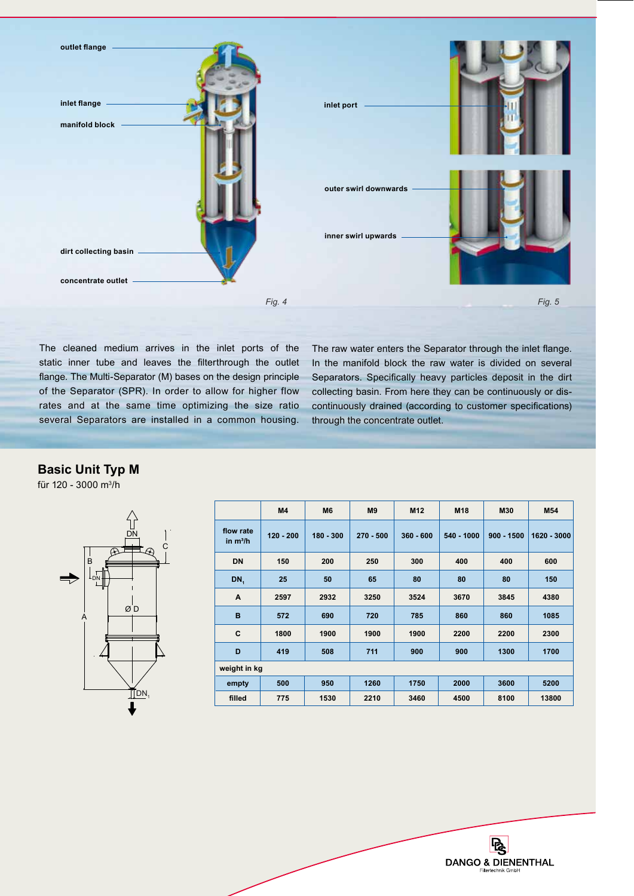outlet flange

inlet flange

manifold block

dirt collecting basin

concentrate outlet

*Fig. 4*

inlet port

outer swirl downwards

inner swirl upwards

*Fig. 5*

The cleaned medium arrives in the inlet ports of the static inner tube and leaves the filterthrough the outlet flange. The Multi-Separator (M) bases on the design principle of the Separator (SPR). In order to allow for higher flow rates and at the same time optimizing the size ratio several Separators are installed in a common housing.

The raw water enters the Separator through the inlet flange. In the manifold block the raw water is divided on several Separators. Specifically heavy particles deposit in the dirt collecting basin. From here they can be continuously or discontinuously drained (according to customer specifications) through the concentrate outlet.

## Basic Unit Typ M

für 120 - 3000 m³/h

| | M4 | M6 | M9 | M12 | M18 | M30 | M54 |
|---|---|---|---|---|---|---|---|
| flow rate in m³/h | 120 - 200 | 180 - 300 | 270 - 500 | 360 - 600 | 540 - 1000 | 900 - 1500 | 1620 - 3000 |
| DN | 150 | 200 | 250 | 300 | 400 | 400 | 600 |
| $DN_1$ | 25 | 50 | 65 | 80 | 80 | 80 | 150 |
| A | 2597 | 2932 | 3250 | 3524 | 3670 | 3845 | 4380 |
| B | 572 | 690 | 720 | 785 | 860 | 860 | 1085 |
| C | 1800 | 1900 | 1900 | 1900 | 2200 | 2200 | 2300 |
| D | 419 | 508 | 711 | 900 | 900 | 1300 | 1700 |
| weight in kg | | | | | | | |
| empty | 500 | 950 | 1260 | 1750 | 2000 | 3600 | 5200 |
| filled | 775 | 1530 | 2210 | 3460 | 4500 | 8100 | 13800 |

DANGO & DIENENTHAL
Filtertechnik GmbH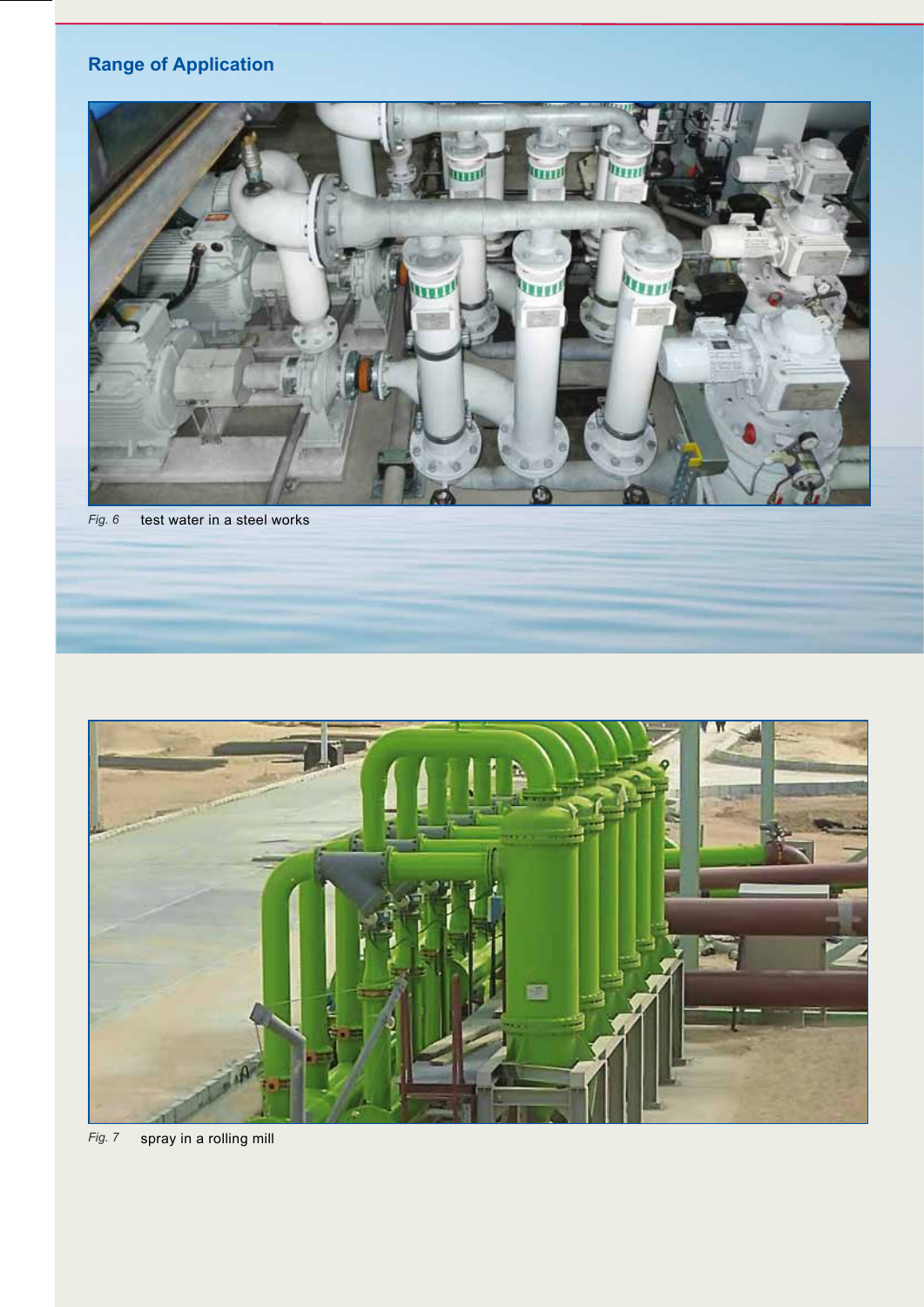## Range of Application

*Fig. 6* test water in a steel works

*Fig. 7* spray in a rolling mill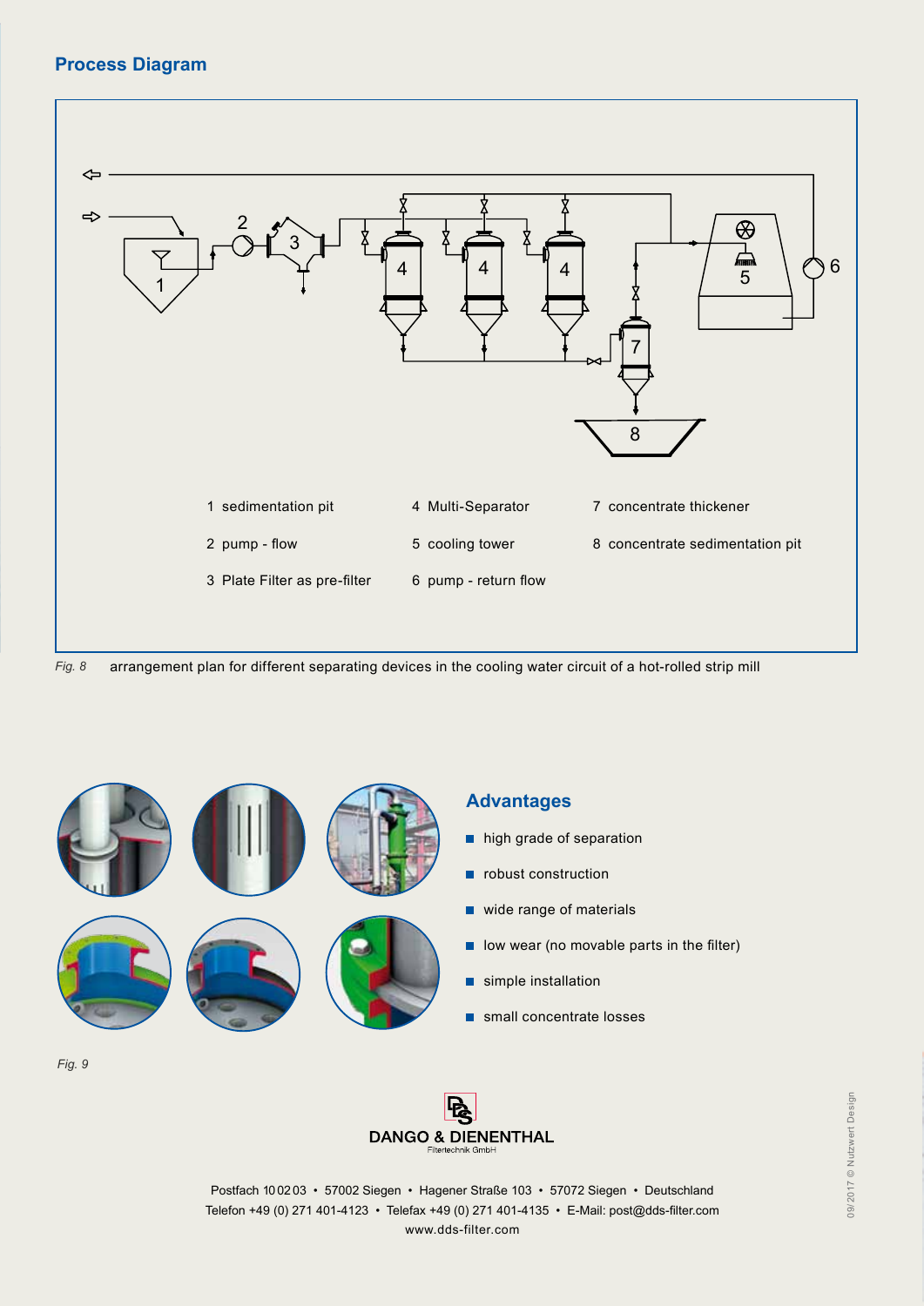## Process Diagram

1 sedimentation pit

2 pump - flow

3 Plate Filter as pre-filter

4 Multi-Separator

5 cooling tower

6 pump - return flow

7 concentrate thickener

8 concentrate sedimentation pit

*Fig. 8* arrangement plan for different separating devices in the cooling water circuit of a hot-rolled strip mill

*Fig. 9*

## Advantages

- high grade of separation
- robust construction
- wide range of materials
- low wear (no movable parts in the filter)
- simple installation
- small concentrate losses

DANGO & DIENENTHAL
Filtertechnik GmbH

Postfach 10 02 03 • 57002 Siegen • Hagener Straße 103 • 57072 Siegen • Deutschland
Telefon +49 (0) 271 401-4123 • Telefax +49 (0) 271 401-4135 • E-Mail: post@dds-filter.com
www.dds-filter.com

09/2017 © Nutzwert Design